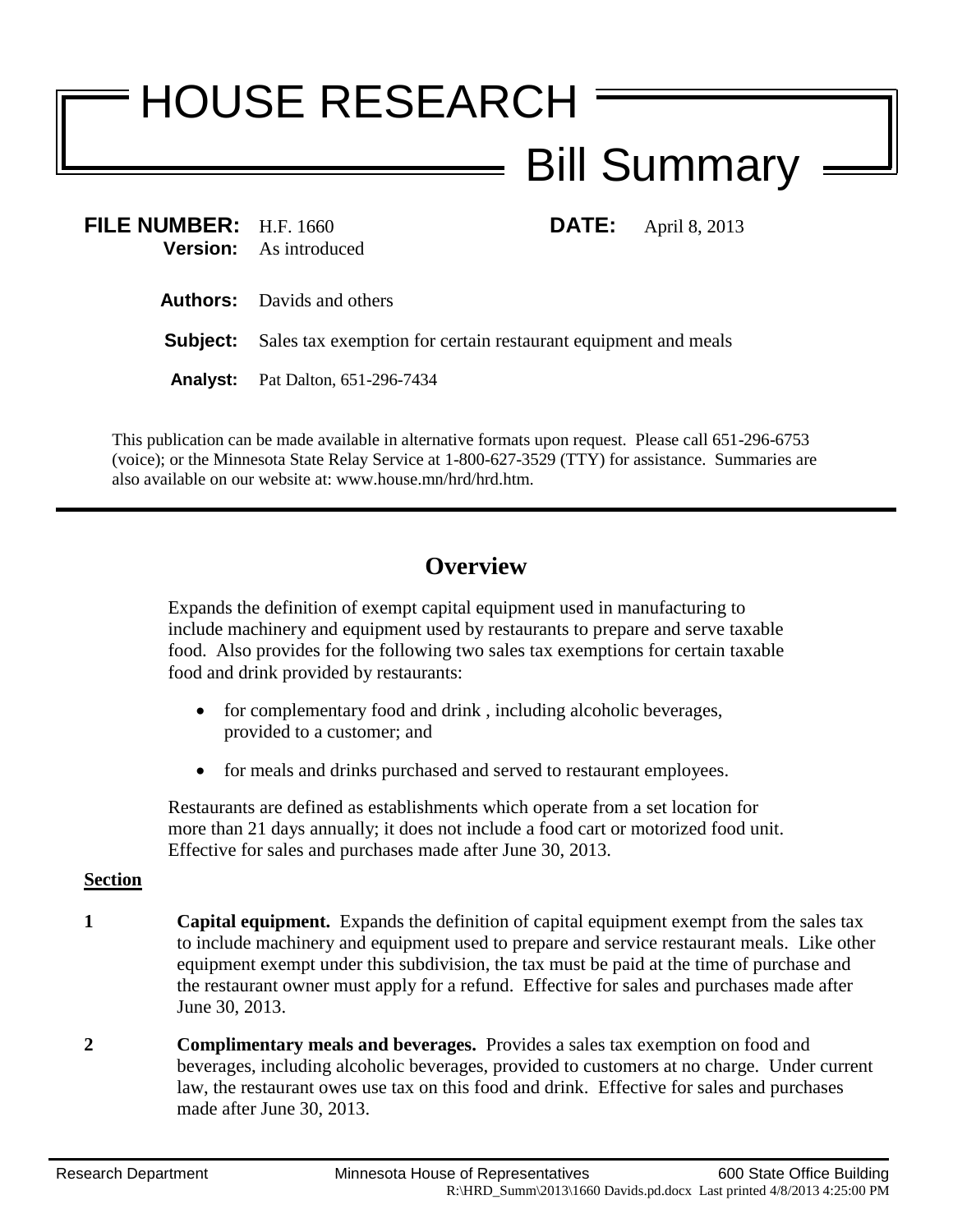# HOUSE RESEARCH

## Bill Summary

**FILE NUMBER:** H.F. 1660 **DATE:** April 8, 2013
**Version:** As introduced

**Authors:** Davids and others

**Subject:** Sales tax exemption for certain restaurant equipment and meals

**Analyst:** Pat Dalton, 651-296-7434

This publication can be made available in alternative formats upon request. Please call 651-296-6753 (voice); or the Minnesota State Relay Service at 1-800-627-3529 (TTY) for assistance. Summaries are also available on our website at: www.house.mn/hrd/hrd.htm.

---

## Overview

Expands the definition of exempt capital equipment used in manufacturing to include machinery and equipment used by restaurants to prepare and serve taxable food. Also provides for the following two sales tax exemptions for certain taxable food and drink provided by restaurants:

- for complementary food and drink , including alcoholic beverages, provided to a customer; and
- for meals and drinks purchased and served to restaurant employees.

Restaurants are defined as establishments which operate from a set location for more than 21 days annually; it does not include a food cart or motorized food unit. Effective for sales and purchases made after June 30, 2013.

**Section**

**1** **Capital equipment.** Expands the definition of capital equipment exempt from the sales tax to include machinery and equipment used to prepare and service restaurant meals. Like other equipment exempt under this subdivision, the tax must be paid at the time of purchase and the restaurant owner must apply for a refund. Effective for sales and purchases made after June 30, 2013.

**2** **Complimentary meals and beverages.** Provides a sales tax exemption on food and beverages, including alcoholic beverages, provided to customers at no charge. Under current law, the restaurant owes use tax on this food and drink. Effective for sales and purchases made after June 30, 2013.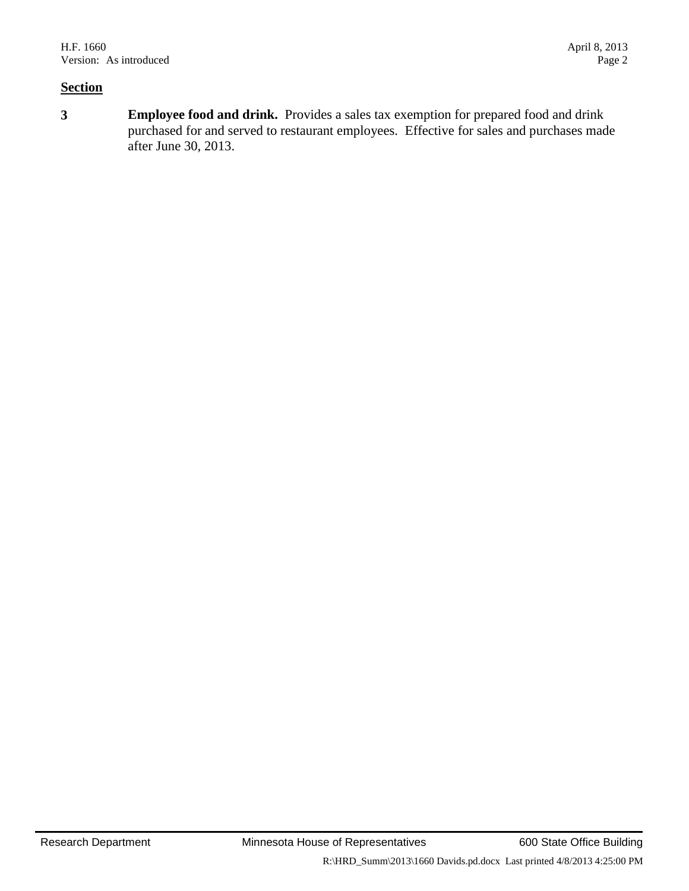**Section**

| | |
|---|---|
| **3** | **Employee food and drink.** Provides a sales tax exemption for prepared food and drink purchased for and served to restaurant employees. Effective for sales and purchases made after June 30, 2013. |